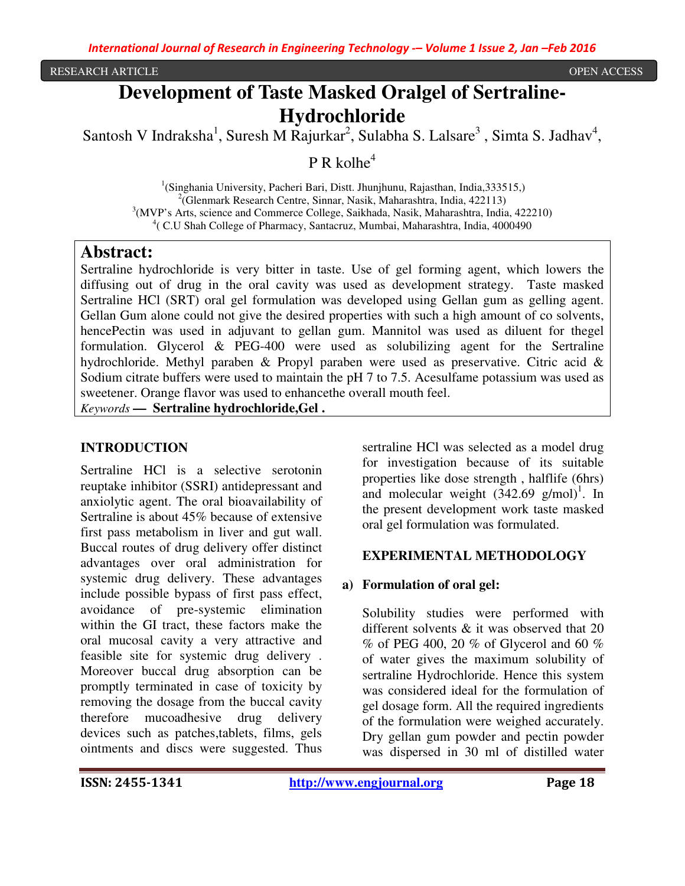RESEARCH ARTICLE OPEN ACCESS

# Development of Taste Masked Oralgel of Sertraline-Hydrochloride

Santosh V Indraksha[1], Suresh M Rajurkar[2], Sulabha S. Lalsare[3] , Simta S. Jadhav[4], P R kolhe[4]

[1](Singhania University, Pacheri Bari, Distt. Jhunjhunu, Rajasthan, India,333515,)
[2](Glenmark Research Centre, Sinnar, Nasik, Maharashtra, India, 422113)
[3](MVP's Arts, science and Commerce College, Saikhada, Nasik, Maharashtra, India, 422210)
[4]( C.U Shah College of Pharmacy, Santacruz, Mumbai, Maharashtra, India, 4000490

## Abstract:

Sertraline hydrochloride is very bitter in taste. Use of gel forming agent, which lowers the diffusing out of drug in the oral cavity was used as development strategy. Taste masked Sertraline HCl (SRT) oral gel formulation was developed using Gellan gum as gelling agent. Gellan Gum alone could not give the desired properties with such a high amount of co solvents, hencePectin was used in adjuvant to gellan gum. Mannitol was used as diluent for thegel formulation. Glycerol & PEG-400 were used as solubilizing agent for the Sertraline hydrochloride. Methyl paraben & Propyl paraben were used as preservative. Citric acid & Sodium citrate buffers were used to maintain the pH 7 to 7.5. Acesulfame potassium was used as sweetener. Orange flavor was used to enhancethe overall mouth feel.

*Keywords* **— Sertraline hydrochloride,Gel .**

## INTRODUCTION

Sertraline HCl is a selective serotonin reuptake inhibitor (SSRI) antidepressant and anxiolytic agent. The oral bioavailability of Sertraline is about 45% because of extensive first pass metabolism in liver and gut wall. Buccal routes of drug delivery offer distinct advantages over oral administration for systemic drug delivery. These advantages include possible bypass of first pass effect, avoidance of pre-systemic elimination within the GI tract, these factors make the oral mucosal cavity a very attractive and feasible site for systemic drug delivery . Moreover buccal drug absorption can be promptly terminated in case of toxicity by removing the dosage from the buccal cavity therefore mucoadhesive drug delivery devices such as patches,tablets, films, gels ointments and discs were suggested. Thus sertraline HCl was selected as a model drug for investigation because of its suitable properties like dose strength , halflife (6hrs) and molecular weight (342.69 g/mol)[1]. In the present development work taste masked oral gel formulation was formulated.

## EXPERIMENTAL METHODOLOGY

### a) Formulation of oral gel:

Solubility studies were performed with different solvents & it was observed that 20 % of PEG 400, 20 % of Glycerol and 60 % of water gives the maximum solubility of sertraline Hydrochloride. Hence this system was considered ideal for the formulation of gel dosage form. All the required ingredients of the formulation were weighed accurately. Dry gellan gum powder and pectin powder was dispersed in 30 ml of distilled water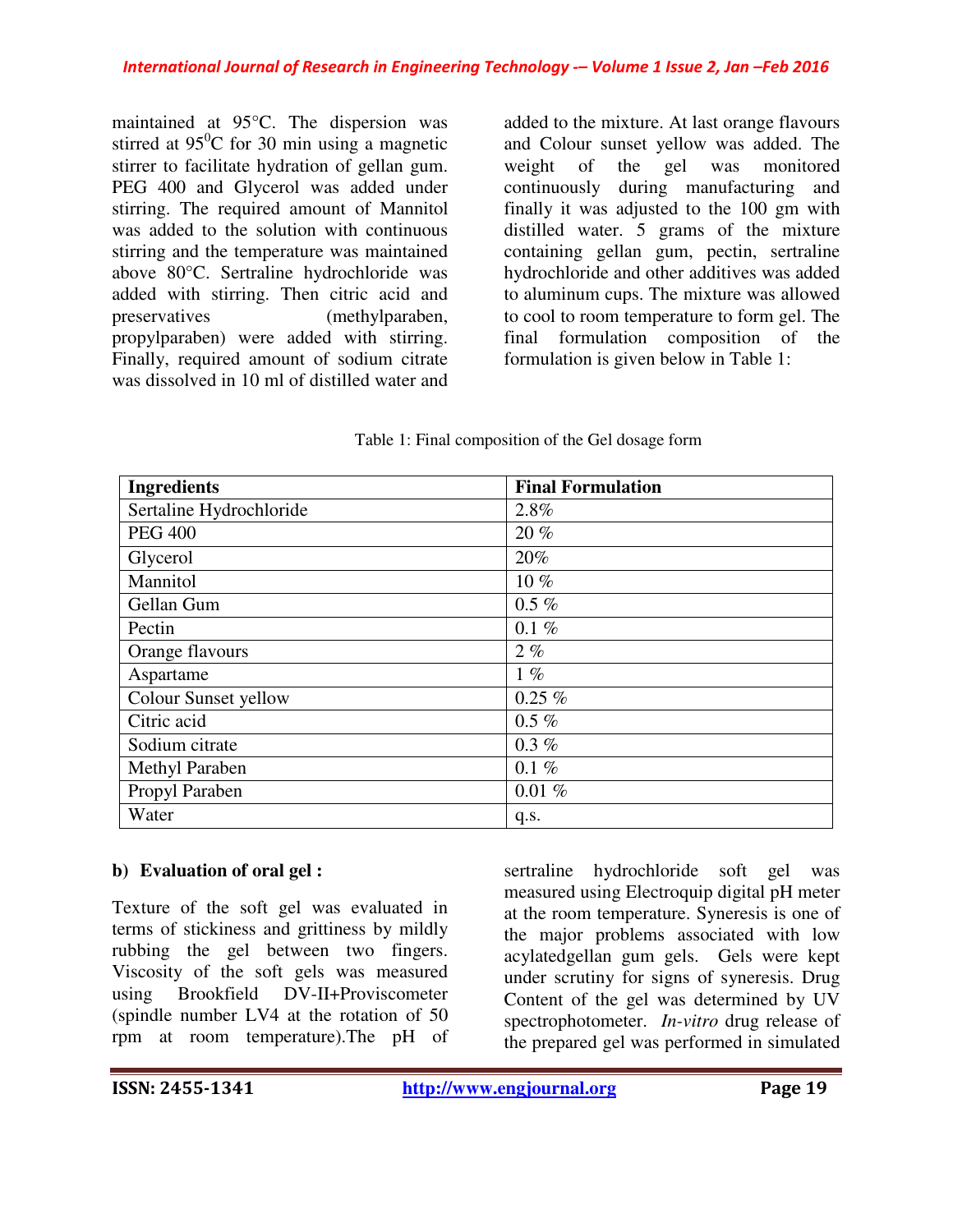maintained at 95°C. The dispersion was stirred at $95^0$C for 30 min using a magnetic stirrer to facilitate hydration of gellan gum. PEG 400 and Glycerol was added under stirring. The required amount of Mannitol was added to the solution with continuous stirring and the temperature was maintained above 80°C. Sertraline hydrochloride was added with stirring. Then citric acid and preservatives (methylparaben, propylparaben) were added with stirring. Finally, required amount of sodium citrate was dissolved in 10 ml of distilled water and added to the mixture. At last orange flavours and Colour sunset yellow was added. The weight of the gel was monitored continuously during manufacturing and finally it was adjusted to the 100 gm with distilled water. 5 grams of the mixture containing gellan gum, pectin, sertraline hydrochloride and other additives was added to aluminum cups. The mixture was allowed to cool to room temperature to form gel. The final formulation composition of the formulation is given below in Table 1:

Table 1: Final composition of the Gel dosage form

| Ingredients | Final Formulation |
|---|---|
| Sertaline Hydrochloride | 2.8% |
| PEG 400 | 20 % |
| Glycerol | 20% |
| Mannitol | 10 % |
| Gellan Gum | 0.5 % |
| Pectin | 0.1 % |
| Orange flavours | 2 % |
| Aspartame | 1 % |
| Colour Sunset yellow | 0.25 % |
| Citric acid | 0.5 % |
| Sodium citrate | 0.3 % |
| Methyl Paraben | 0.1 % |
| Propyl Paraben | 0.01 % |
| Water | q.s. |

**b) Evaluation of oral gel :**

Texture of the soft gel was evaluated in terms of stickiness and grittiness by mildly rubbing the gel between two fingers. Viscosity of the soft gels was measured using Brookfield DV-II+Proviscometer (spindle number LV4 at the rotation of 50 rpm at room temperature).The pH of sertraline hydrochloride soft gel was measured using Electroquip digital pH meter at the room temperature. Syneresis is one of the major problems associated with low acylatedgellan gum gels. Gels were kept under scrutiny for signs of syneresis. Drug Content of the gel was determined by UV spectrophotometer. *In-vitro* drug release of the prepared gel was performed in simulated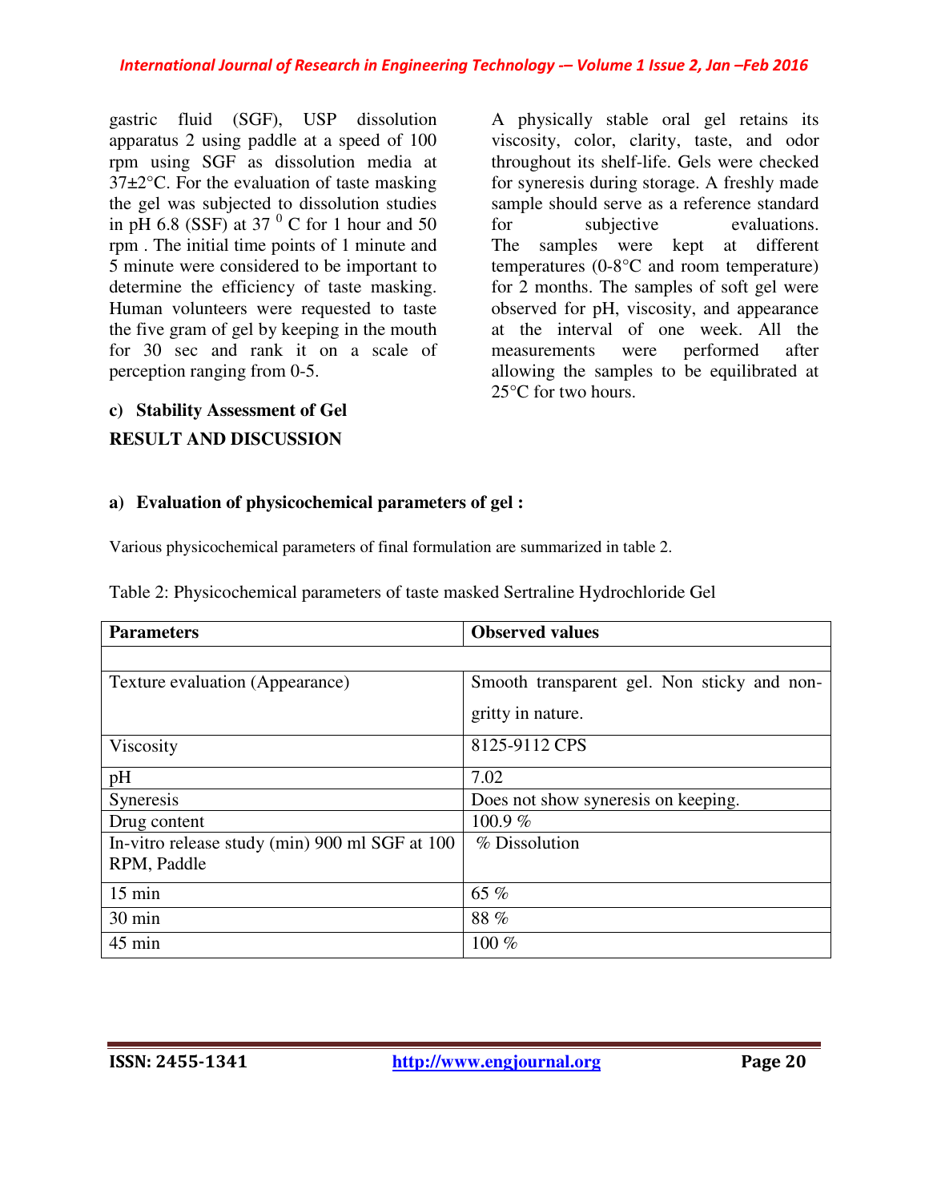gastric fluid (SGF), USP dissolution apparatus 2 using paddle at a speed of 100 rpm using SGF as dissolution media at 37±2°C. For the evaluation of taste masking the gel was subjected to dissolution studies in pH 6.8 (SSF) at 37 $^{0}$ C for 1 hour and 50 rpm . The initial time points of 1 minute and 5 minute were considered to be important to determine the efficiency of taste masking. Human volunteers were requested to taste the five gram of gel by keeping in the mouth for 30 sec and rank it on a scale of perception ranging from 0-5.

**c) Stability Assessment of Gel**

A physically stable oral gel retains its viscosity, color, clarity, taste, and odor throughout its shelf-life. Gels were checked for syneresis during storage. A freshly made sample should serve as a reference standard for subjective evaluations. The samples were kept at different temperatures (0-8°C and room temperature) for 2 months. The samples of soft gel were observed for pH, viscosity, and appearance at the interval of one week. All the measurements were performed after allowing the samples to be equilibrated at 25°C for two hours.

## RESULT AND DISCUSSION

### a) Evaluation of physicochemical parameters of gel :

Various physicochemical parameters of final formulation are summarized in table 2.

Table 2: Physicochemical parameters of taste masked Sertraline Hydrochloride Gel

| Parameters | Observed values |
|---|---|
| | |
| Texture evaluation (Appearance) | Smooth transparent gel. Non sticky and non-gritty in nature. |
| Viscosity | 8125-9112 CPS |
| pH | 7.02 |
| Syneresis | Does not show syneresis on keeping. |
| Drug content | 100.9 % |
| In-vitro release study (min) 900 ml SGF at 100 RPM, Paddle | % Dissolution |
| 15 min | 65 % |
| 30 min | 88 % |
| 45 min | 100 % |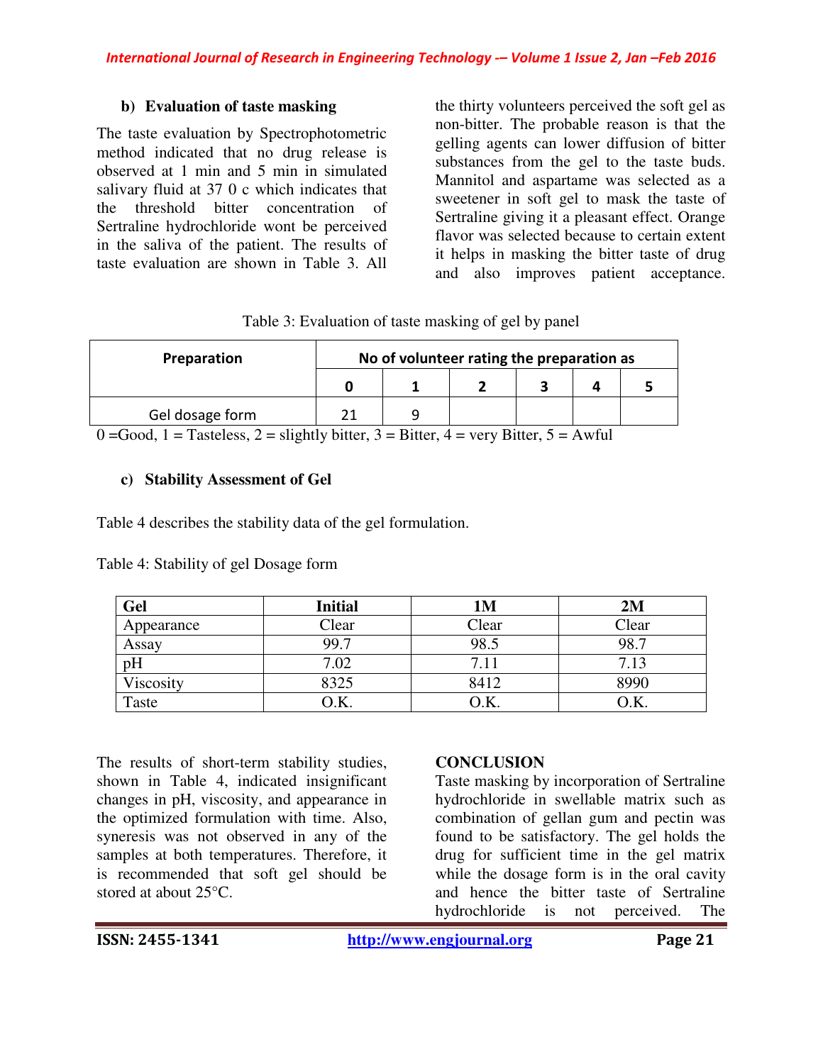### b) Evaluation of taste masking

The taste evaluation by Spectrophotometric method indicated that no drug release is observed at 1 min and 5 min in simulated salivary fluid at 37 0 c which indicates that the threshold bitter concentration of Sertraline hydrochloride wont be perceived in the saliva of the patient. The results of taste evaluation are shown in Table 3. All the thirty volunteers perceived the soft gel as non-bitter. The probable reason is that the gelling agents can lower diffusion of bitter substances from the gel to the taste buds. Mannitol and aspartame was selected as a sweetener in soft gel to mask the taste of Sertraline giving it a pleasant effect. Orange flavor was selected because to certain extent it helps in masking the bitter taste of drug and also improves patient acceptance.

Table 3: Evaluation of taste masking of gel by panel

| Preparation | No of volunteer rating the preparation as | | | | | |
|---|---|---|---|---|---|---|
| | 0 | 1 | 2 | 3 | 4 | 5 |
| Gel dosage form | 21 | 9 | | | | |

0 =Good, 1 = Tasteless, 2 = slightly bitter, 3 = Bitter, 4 = very Bitter, 5 = Awful

### c) Stability Assessment of Gel

Table 4 describes the stability data of the gel formulation.

Table 4: Stability of gel Dosage form

| Gel | Initial | 1M | 2M |
|---|---|---|---|
| Appearance | Clear | Clear | Clear |
| Assay | 99.7 | 98.5 | 98.7 |
| pH | 7.02 | 7.11 | 7.13 |
| Viscosity | 8325 | 8412 | 8990 |
| Taste | O.K. | O.K. | O.K. |

The results of short-term stability studies, shown in Table 4, indicated insignificant changes in pH, viscosity, and appearance in the optimized formulation with time. Also, syneresis was not observed in any of the samples at both temperatures. Therefore, it is recommended that soft gel should be stored at about 25°C.

## CONCLUSION

Taste masking by incorporation of Sertraline hydrochloride in swellable matrix such as combination of gellan gum and pectin was found to be satisfactory. The gel holds the drug for sufficient time in the gel matrix while the dosage form is in the oral cavity and hence the bitter taste of Sertraline hydrochloride is not perceived. The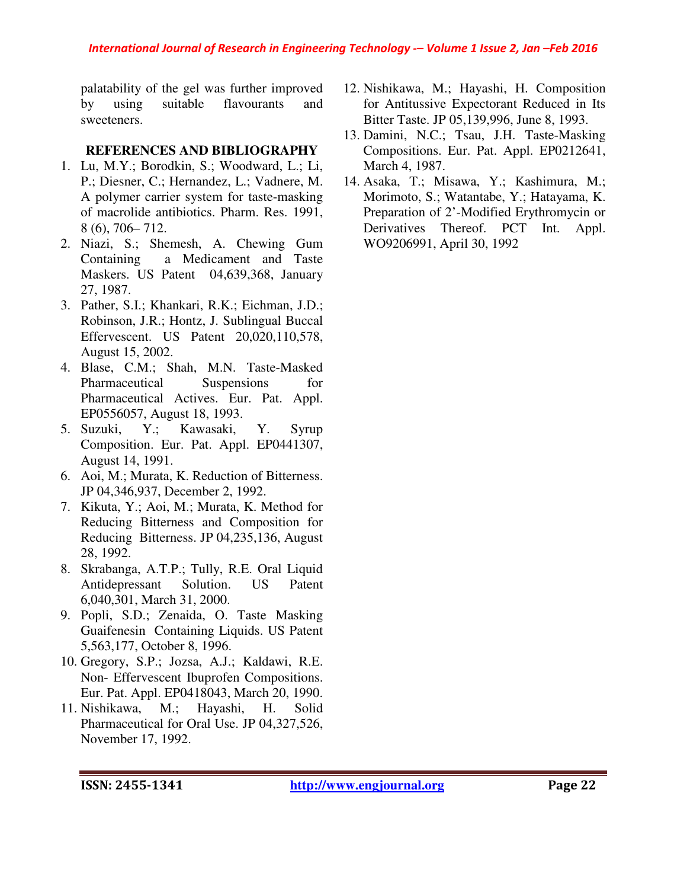palatability of the gel was further improved by using suitable flavourants and sweeteners.

## REFERENCES AND BIBLIOGRAPHY

1. Lu, M.Y.; Borodkin, S.; Woodward, L.; Li, P.; Diesner, C.; Hernandez, L.; Vadnere, M. A polymer carrier system for taste-masking of macrolide antibiotics. Pharm. Res. 1991, 8 (6), 706– 712.
2. Niazi, S.; Shemesh, A. Chewing Gum Containing a Medicament and Taste Maskers. US Patent 04,639,368, January 27, 1987.
3. Pather, S.I.; Khankari, R.K.; Eichman, J.D.; Robinson, J.R.; Hontz, J. Sublingual Buccal Effervescent. US Patent 20,020,110,578, August 15, 2002.
4. Blase, C.M.; Shah, M.N. Taste-Masked Pharmaceutical Suspensions for Pharmaceutical Actives. Eur. Pat. Appl. EP0556057, August 18, 1993.
5. Suzuki, Y.; Kawasaki, Y. Syrup Composition. Eur. Pat. Appl. EP0441307, August 14, 1991.
6. Aoi, M.; Murata, K. Reduction of Bitterness. JP 04,346,937, December 2, 1992.
7. Kikuta, Y.; Aoi, M.; Murata, K. Method for Reducing Bitterness and Composition for Reducing Bitterness. JP 04,235,136, August 28, 1992.
8. Skrabanga, A.T.P.; Tully, R.E. Oral Liquid Antidepressant Solution. US Patent 6,040,301, March 31, 2000.
9. Popli, S.D.; Zenaida, O. Taste Masking Guaifenesin Containing Liquids. US Patent 5,563,177, October 8, 1996.
10. Gregory, S.P.; Jozsa, A.J.; Kaldawi, R.E. Non- Effervescent Ibuprofen Compositions. Eur. Pat. Appl. EP0418043, March 20, 1990.
11. Nishikawa, M.; Hayashi, H. Solid Pharmaceutical for Oral Use. JP 04,327,526, November 17, 1992.
12. Nishikawa, M.; Hayashi, H. Composition for Antitussive Expectorant Reduced in Its Bitter Taste. JP 05,139,996, June 8, 1993.
13. Damini, N.C.; Tsau, J.H. Taste-Masking Compositions. Eur. Pat. Appl. EP0212641, March 4, 1987.
14. Asaka, T.; Misawa, Y.; Kashimura, M.; Morimoto, S.; Watantabe, Y.; Hatayama, K. Preparation of 2'-Modified Erythromycin or Derivatives Thereof. PCT Int. Appl. WO9206991, April 30, 1992